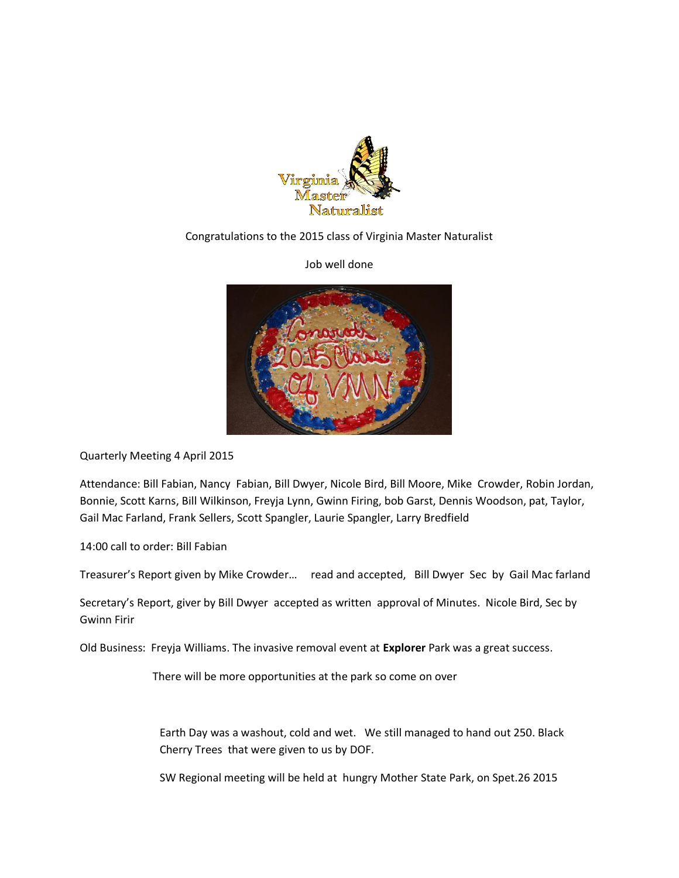Congratulations to the 2015 class of Virginia Master Naturalist

Job well done

Quarterly Meeting 4 April 2015

Attendance: Bill Fabian, Nancy Fabian, Bill Dwyer, Nicole Bird, Bill Moore, Mike Crowder, Robin Jordan, Bonnie, Scott Karns, Bill Wilkinson, Freyja Lynn, Gwinn Firing, bob Garst, Dennis Woodson, pat, Taylor, Gail Mac Farland, Frank Sellers, Scott Spangler, Laurie Spangler, Larry Bredfield

14:00 call to order: Bill Fabian

Treasurer's Report given by Mike Crowder… read and accepted, Bill Dwyer Sec by Gail Mac farland

Secretary's Report, giver by Bill Dwyer accepted as written approval of Minutes. Nicole Bird, Sec by Gwinn Firir

Old Business: Freyja Williams. The invasive removal event at **Explorer** Park was a great success.

There will be more opportunities at the park so come on over

Earth Day was a washout, cold and wet. We still managed to hand out 250. Black Cherry Trees that were given to us by DOF.

SW Regional meeting will be held at hungry Mother State Park, on Spet.26 2015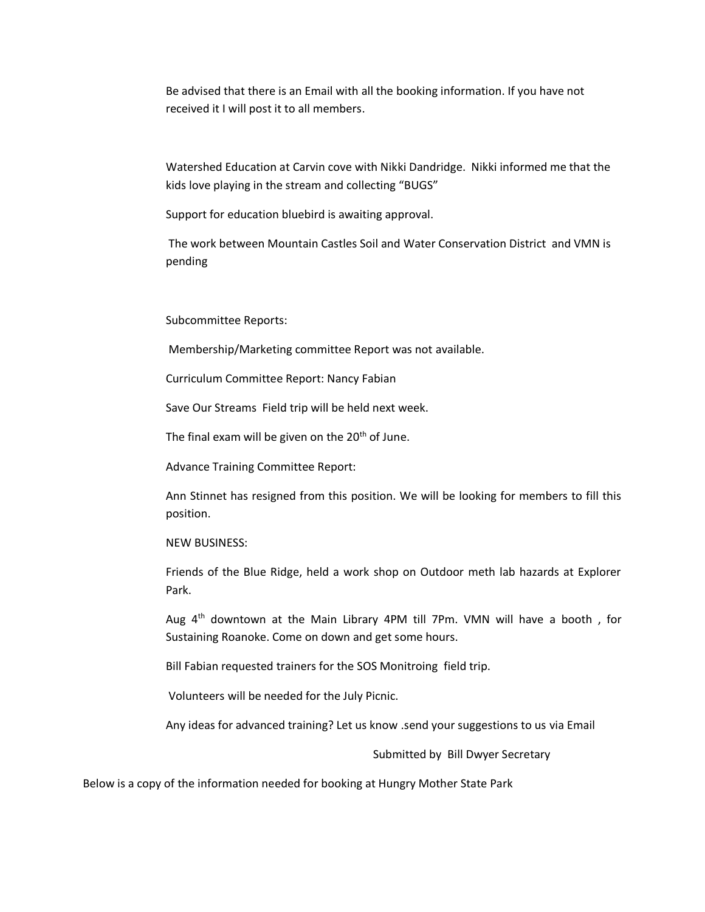Be advised that there is an Email with all the booking information. If you have not received it I will post it to all members.

Watershed Education at Carvin cove with Nikki Dandridge. Nikki informed me that the kids love playing in the stream and collecting "BUGS"

Support for education bluebird is awaiting approval.

The work between Mountain Castles Soil and Water Conservation District and VMN is pending

Subcommittee Reports:

Membership/Marketing committee Report was not available.

Curriculum Committee Report: Nancy Fabian

Save Our Streams Field trip will be held next week.

The final exam will be given on the 20th of June.

Advance Training Committee Report:

Ann Stinnet has resigned from this position. We will be looking for members to fill this position.

NEW BUSINESS:

Friends of the Blue Ridge, held a work shop on Outdoor meth lab hazards at Explorer Park.

Aug 4th downtown at the Main Library 4PM till 7Pm. VMN will have a booth , for Sustaining Roanoke. Come on down and get some hours.

Bill Fabian requested trainers for the SOS Monitroing field trip.

Volunteers will be needed for the July Picnic.

Any ideas for advanced training? Let us know .send your suggestions to us via Email

Submitted by Bill Dwyer Secretary

Below is a copy of the information needed for booking at Hungry Mother State Park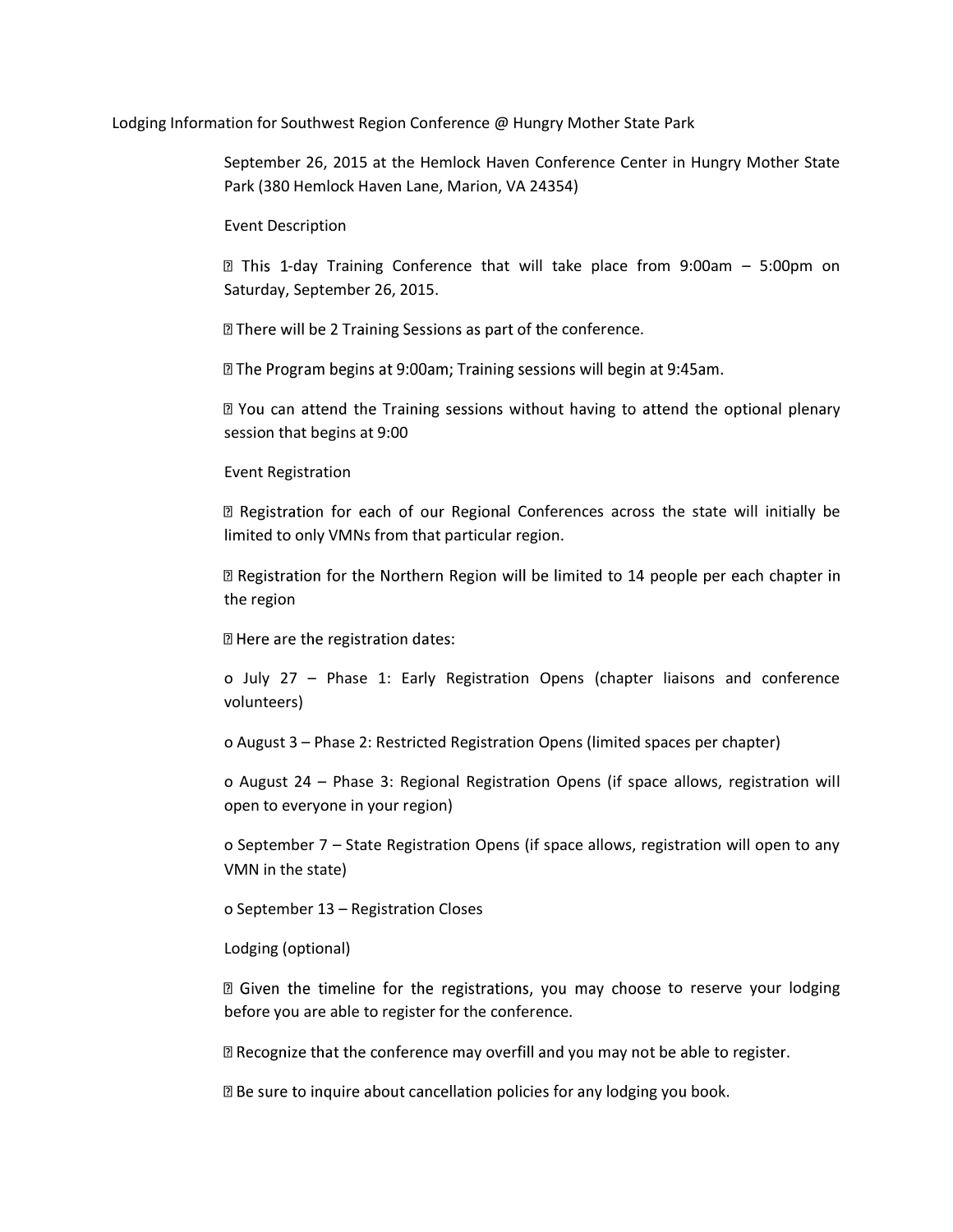Lodging Information for Southwest Region Conference @ Hungry Mother State Park

September 26, 2015 at the Hemlock Haven Conference Center in Hungry Mother State Park (380 Hemlock Haven Lane, Marion, VA 24354)

Event Description

- This 1-day Training Conference that will take place from 9:00am – 5:00pm on Saturday, September 26, 2015.
- There will be 2 Training Sessions as part of the conference.
- The Program begins at 9:00am; Training sessions will begin at 9:45am.
- You can attend the Training sessions without having to attend the optional plenary session that begins at 9:00

Event Registration

- Registration for each of our Regional Conferences across the state will initially be limited to only VMNs from that particular region.
- Registration for the Northern Region will be limited to 14 people per each chapter in the region
- Here are the registration dates:
  - July 27 – Phase 1: Early Registration Opens (chapter liaisons and conference volunteers)
  - August 3 – Phase 2: Restricted Registration Opens (limited spaces per chapter)
  - August 24 – Phase 3: Regional Registration Opens (if space allows, registration will open to everyone in your region)
  - September 7 – State Registration Opens (if space allows, registration will open to any VMN in the state)
  - September 13 – Registration Closes

Lodging (optional)

- Given the timeline for the registrations, you may choose to reserve your lodging before you are able to register for the conference.
- Recognize that the conference may overfill and you may not be able to register.
- Be sure to inquire about cancellation policies for any lodging you book.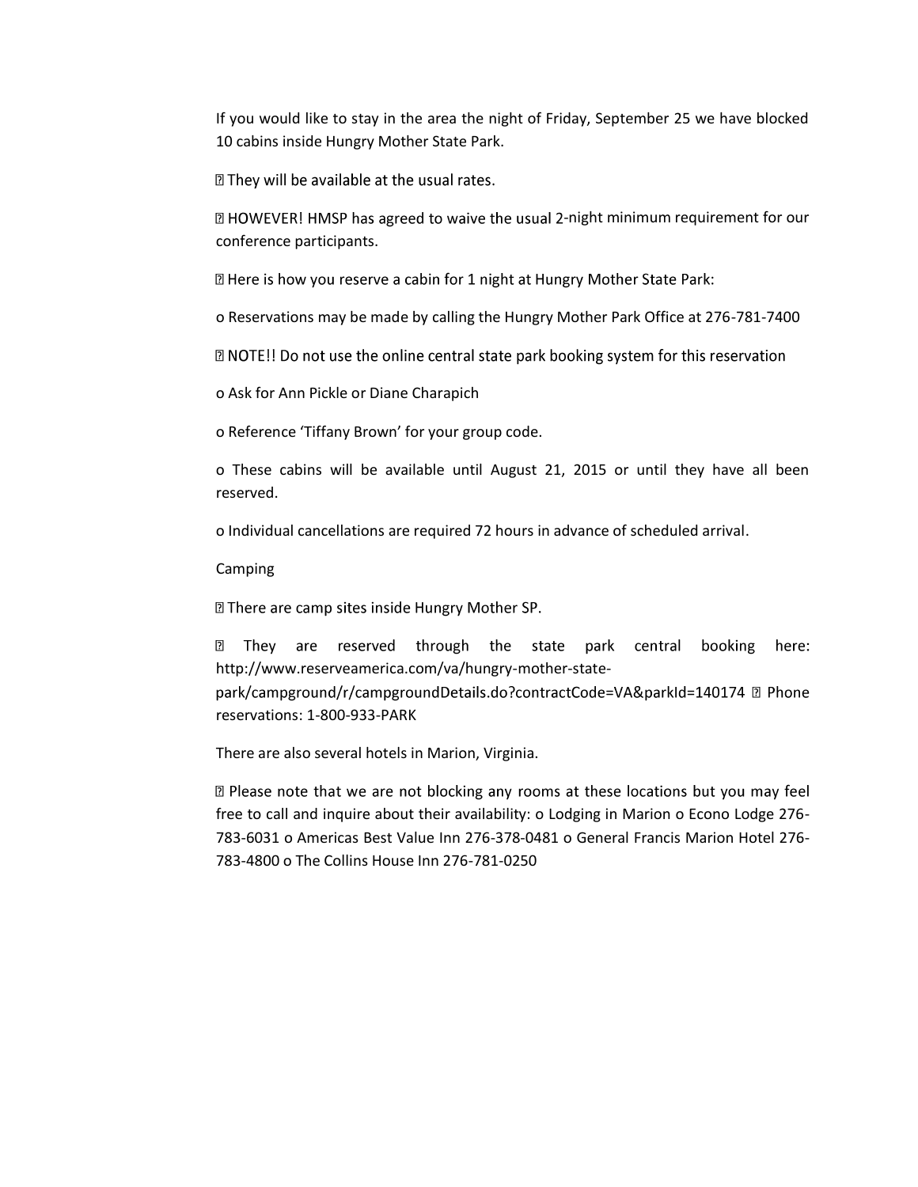If you would like to stay in the area the night of Friday, September 25 we have blocked 10 cabins inside Hungry Mother State Park.

- They will be available at the usual rates.
- HOWEVER! HMSP has agreed to waive the usual 2-night minimum requirement for our conference participants.
- Here is how you reserve a cabin for 1 night at Hungry Mother State Park:
  - Reservations may be made by calling the Hungry Mother Park Office at 276-781-7400
- NOTE!! Do not use the online central state park booking system for this reservation
  - Ask for Ann Pickle or Diane Charapich
  - Reference 'Tiffany Brown' for your group code.
  - These cabins will be available until August 21, 2015 or until they have all been reserved.
  - Individual cancellations are required 72 hours in advance of scheduled arrival.

Camping

- There are camp sites inside Hungry Mother SP.
- They are reserved through the state park central booking here: http://www.reserveamerica.com/va/hungry-mother-state-park/campground/r/campgroundDetails.do?contractCode=VA&parkId=140174
- Phone reservations: 1-800-933-PARK

There are also several hotels in Marion, Virginia.

- Please note that we are not blocking any rooms at these locations but you may feel free to call and inquire about their availability:
  - Lodging in Marion
  - Econo Lodge 276-783-6031
  - Americas Best Value Inn 276-378-0481
  - General Francis Marion Hotel 276-783-4800
  - The Collins House Inn 276-781-0250